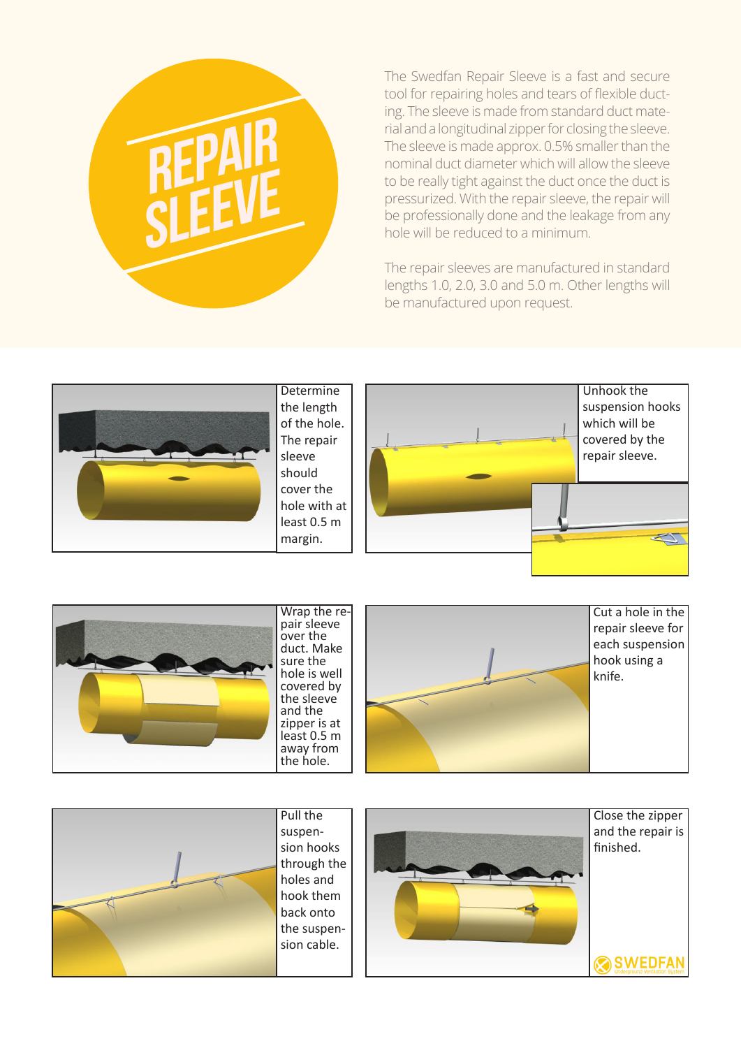# REPAIR SLEEVE

The Swedfan Repair Sleeve is a fast and secure tool for repairing holes and tears of flexible ducting. The sleeve is made from standard duct material and a longitudinal zipper for closing the sleeve. The sleeve is made approx. 0.5% smaller than the nominal duct diameter which will allow the sleeve to be really tight against the duct once the duct is pressurized. With the repair sleeve, the repair will be professionally done and the leakage from any hole will be reduced to a minimum.

The repair sleeves are manufactured in standard lengths 1.0, 2.0, 3.0 and 5.0 m. Other lengths will be manufactured upon request.

Determine the length of the hole. The repair sleeve should cover the hole with at least 0.5 m margin.

Unhook the suspension hooks which will be covered by the repair sleeve.

Wrap the repair sleeve over the duct. Make sure the hole is well covered by the sleeve and the zipper is at least 0.5 m away from the hole.

Cut a hole in the repair sleeve for each suspension hook using a knife.

Pull the suspension hooks through the holes and hook them back onto the suspension cable.

Close the zipper and the repair is finished.

SWEDFAN
Underground Ventilation System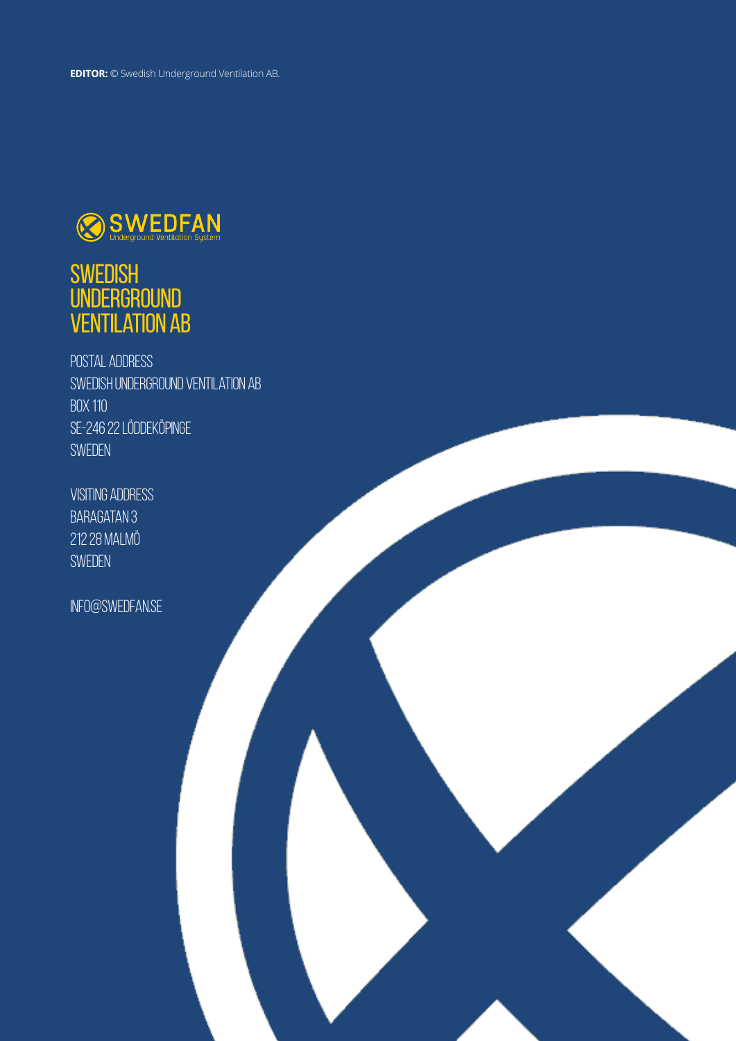**EDITOR:** © Swedish Underground Ventilation AB.

SWEDFAN
Underground Ventilation System

# SWEDISH UNDERGROUND VENTILATION AB

POSTAL ADDRESS
SWEDISH UNDERGROUND VENTILATION AB
BOX 110
SE-246 22 LÖDDEKÖPINGE
SWEDEN

VISITING ADDRESS
BARAGATAN 3
212 28 MALMÖ
SWEDEN

INFO@SWEDFAN.SE